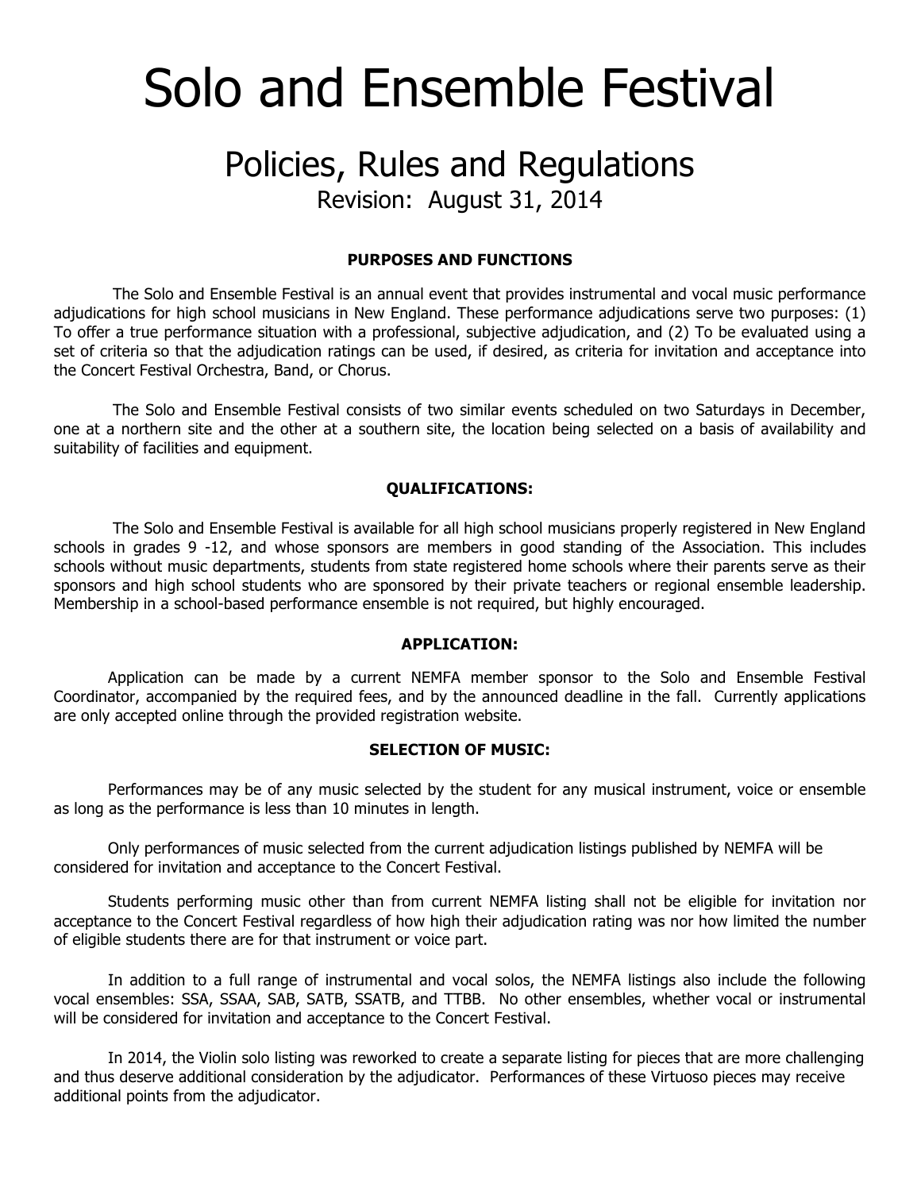# Solo and Ensemble Festival

## Policies, Rules and Regulations

Revision: August 31, 2014

### PURPOSES AND FUNCTIONS

The Solo and Ensemble Festival is an annual event that provides instrumental and vocal music performance adjudications for high school musicians in New England. These performance adjudications serve two purposes: (1) To offer a true performance situation with a professional, subjective adjudication, and (2) To be evaluated using a set of criteria so that the adjudication ratings can be used, if desired, as criteria for invitation and acceptance into the Concert Festival Orchestra, Band, or Chorus.

The Solo and Ensemble Festival consists of two similar events scheduled on two Saturdays in December, one at a northern site and the other at a southern site, the location being selected on a basis of availability and suitability of facilities and equipment.

### QUALIFICATIONS:

The Solo and Ensemble Festival is available for all high school musicians properly registered in New England schools in grades 9 -12, and whose sponsors are members in good standing of the Association. This includes schools without music departments, students from state registered home schools where their parents serve as their sponsors and high school students who are sponsored by their private teachers or regional ensemble leadership. Membership in a school-based performance ensemble is not required, but highly encouraged.

### APPLICATION:

Application can be made by a current NEMFA member sponsor to the Solo and Ensemble Festival Coordinator, accompanied by the required fees, and by the announced deadline in the fall. Currently applications are only accepted online through the provided registration website.

### SELECTION OF MUSIC:

Performances may be of any music selected by the student for any musical instrument, voice or ensemble as long as the performance is less than 10 minutes in length.

Only performances of music selected from the current adjudication listings published by NEMFA will be considered for invitation and acceptance to the Concert Festival.

Students performing music other than from current NEMFA listing shall not be eligible for invitation nor acceptance to the Concert Festival regardless of how high their adjudication rating was nor how limited the number of eligible students there are for that instrument or voice part.

In addition to a full range of instrumental and vocal solos, the NEMFA listings also include the following vocal ensembles: SSA, SSAA, SAB, SATB, SSATB, and TTBB. No other ensembles, whether vocal or instrumental will be considered for invitation and acceptance to the Concert Festival.

In 2014, the Violin solo listing was reworked to create a separate listing for pieces that are more challenging and thus deserve additional consideration by the adjudicator. Performances of these Virtuoso pieces may receive additional points from the adjudicator.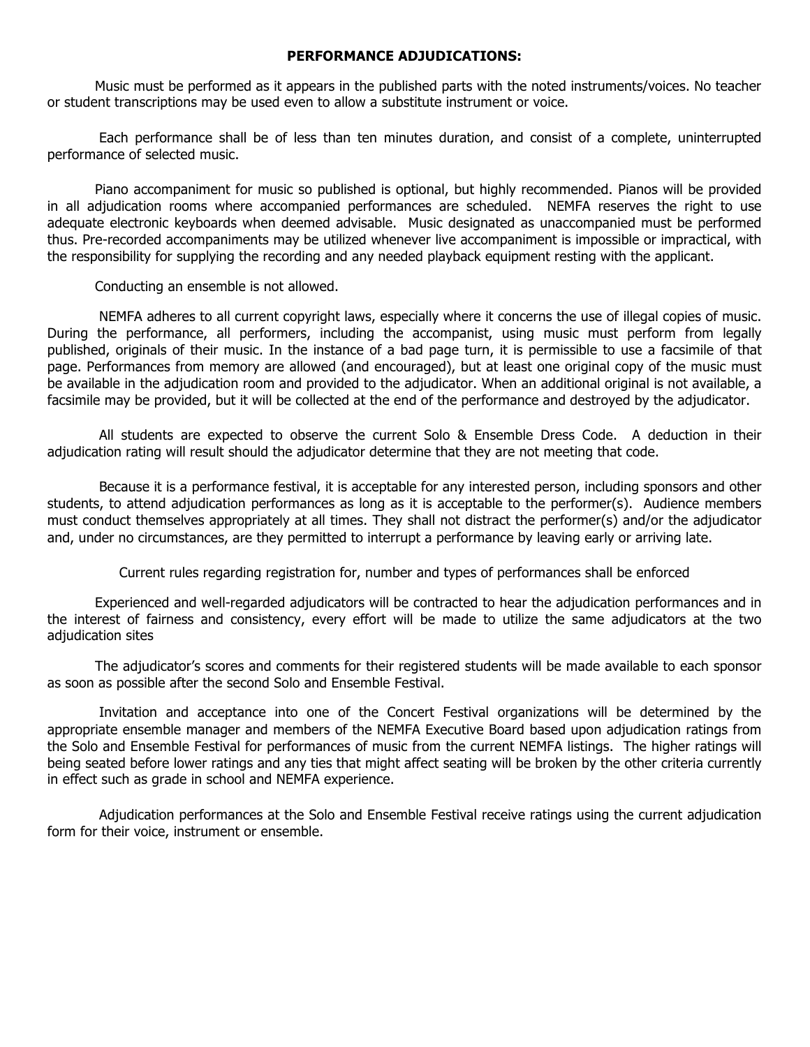**PERFORMANCE ADJUDICATIONS:**

Music must be performed as it appears in the published parts with the noted instruments/voices. No teacher or student transcriptions may be used even to allow a substitute instrument or voice.

Each performance shall be of less than ten minutes duration, and consist of a complete, uninterrupted performance of selected music.

Piano accompaniment for music so published is optional, but highly recommended. Pianos will be provided in all adjudication rooms where accompanied performances are scheduled. NEMFA reserves the right to use adequate electronic keyboards when deemed advisable. Music designated as unaccompanied must be performed thus. Pre-recorded accompaniments may be utilized whenever live accompaniment is impossible or impractical, with the responsibility for supplying the recording and any needed playback equipment resting with the applicant.

Conducting an ensemble is not allowed.

NEMFA adheres to all current copyright laws, especially where it concerns the use of illegal copies of music. During the performance, all performers, including the accompanist, using music must perform from legally published, originals of their music. In the instance of a bad page turn, it is permissible to use a facsimile of that page. Performances from memory are allowed (and encouraged), but at least one original copy of the music must be available in the adjudication room and provided to the adjudicator. When an additional original is not available, a facsimile may be provided, but it will be collected at the end of the performance and destroyed by the adjudicator.

All students are expected to observe the current Solo & Ensemble Dress Code. A deduction in their adjudication rating will result should the adjudicator determine that they are not meeting that code.

Because it is a performance festival, it is acceptable for any interested person, including sponsors and other students, to attend adjudication performances as long as it is acceptable to the performer(s). Audience members must conduct themselves appropriately at all times. They shall not distract the performer(s) and/or the adjudicator and, under no circumstances, are they permitted to interrupt a performance by leaving early or arriving late.

Current rules regarding registration for, number and types of performances shall be enforced

Experienced and well-regarded adjudicators will be contracted to hear the adjudication performances and in the interest of fairness and consistency, every effort will be made to utilize the same adjudicators at the two adjudication sites

The adjudicator's scores and comments for their registered students will be made available to each sponsor as soon as possible after the second Solo and Ensemble Festival.

Invitation and acceptance into one of the Concert Festival organizations will be determined by the appropriate ensemble manager and members of the NEMFA Executive Board based upon adjudication ratings from the Solo and Ensemble Festival for performances of music from the current NEMFA listings. The higher ratings will being seated before lower ratings and any ties that might affect seating will be broken by the other criteria currently in effect such as grade in school and NEMFA experience.

Adjudication performances at the Solo and Ensemble Festival receive ratings using the current adjudication form for their voice, instrument or ensemble.